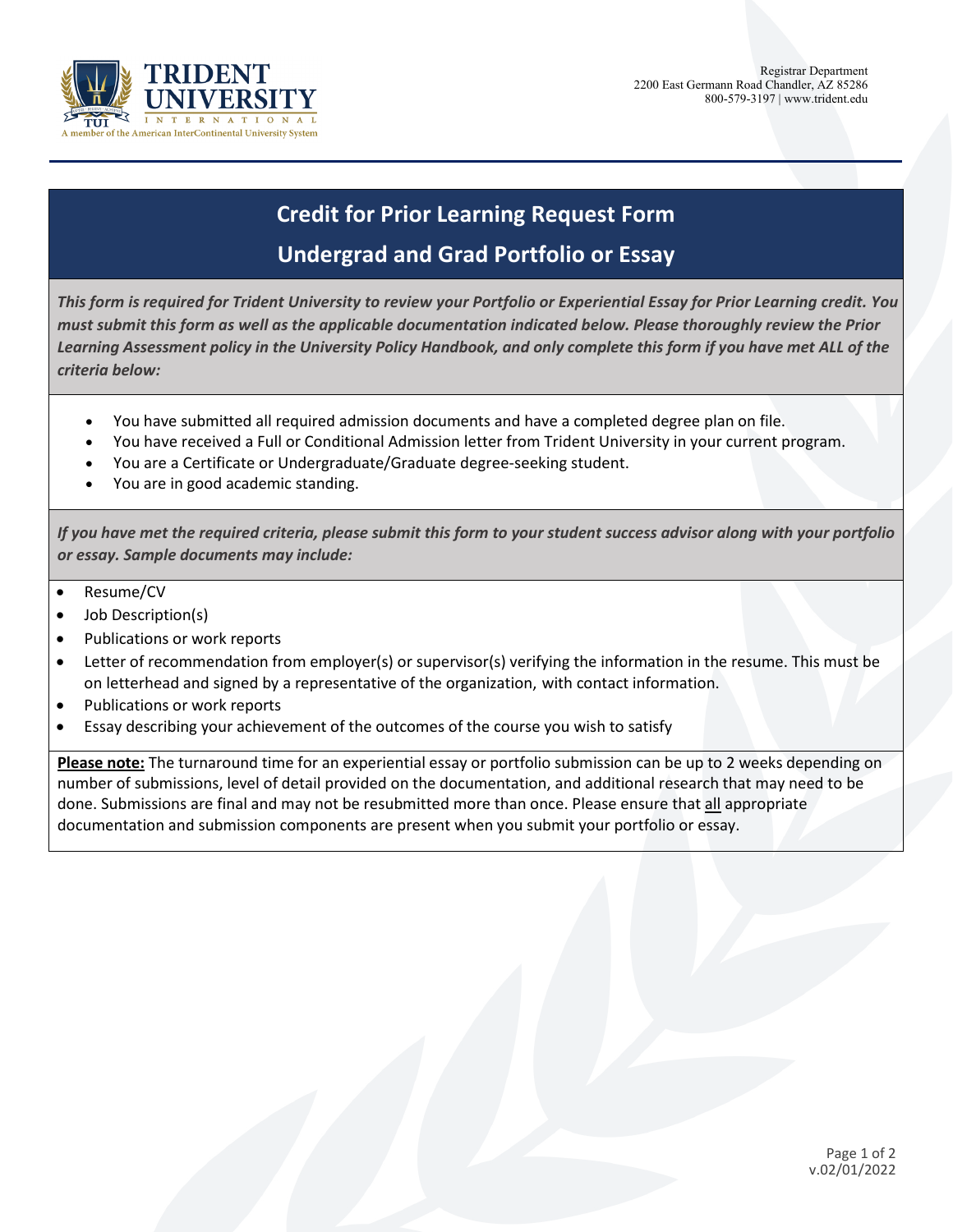TRIDENT UNIVERSITY INTERNATIONAL

A member of the American InterContinental University System

Registrar Department
2200 East Germann Road Chandler, AZ 85286
800-579-3197 | www.trident.edu

# Credit for Prior Learning Request Form

## Undergrad and Grad Portfolio or Essay

***This form is required for Trident University to review your Portfolio or Experiential Essay for Prior Learning credit. You must submit this form as well as the applicable documentation indicated below. Please thoroughly review the Prior Learning Assessment policy in the University Policy Handbook, and only complete this form if you have met ALL of the criteria below:***

- You have submitted all required admission documents and have a completed degree plan on file.
- You have received a Full or Conditional Admission letter from Trident University in your current program.
- You are a Certificate or Undergraduate/Graduate degree-seeking student.
- You are in good academic standing.

***If you have met the required criteria, please submit this form to your student success advisor along with your portfolio or essay. Sample documents may include:***

- Resume/CV
- Job Description(s)
- Publications or work reports
- Letter of recommendation from employer(s) or supervisor(s) verifying the information in the resume. This must be on letterhead and signed by a representative of the organization, with contact information.
- Publications or work reports
- Essay describing your achievement of the outcomes of the course you wish to satisfy

**Please note:** The turnaround time for an experiential essay or portfolio submission can be up to 2 weeks depending on number of submissions, level of detail provided on the documentation, and additional research that may need to be done. Submissions are final and may not be resubmitted more than once. Please ensure that all appropriate documentation and submission components are present when you submit your portfolio or essay.

v.02/01/2022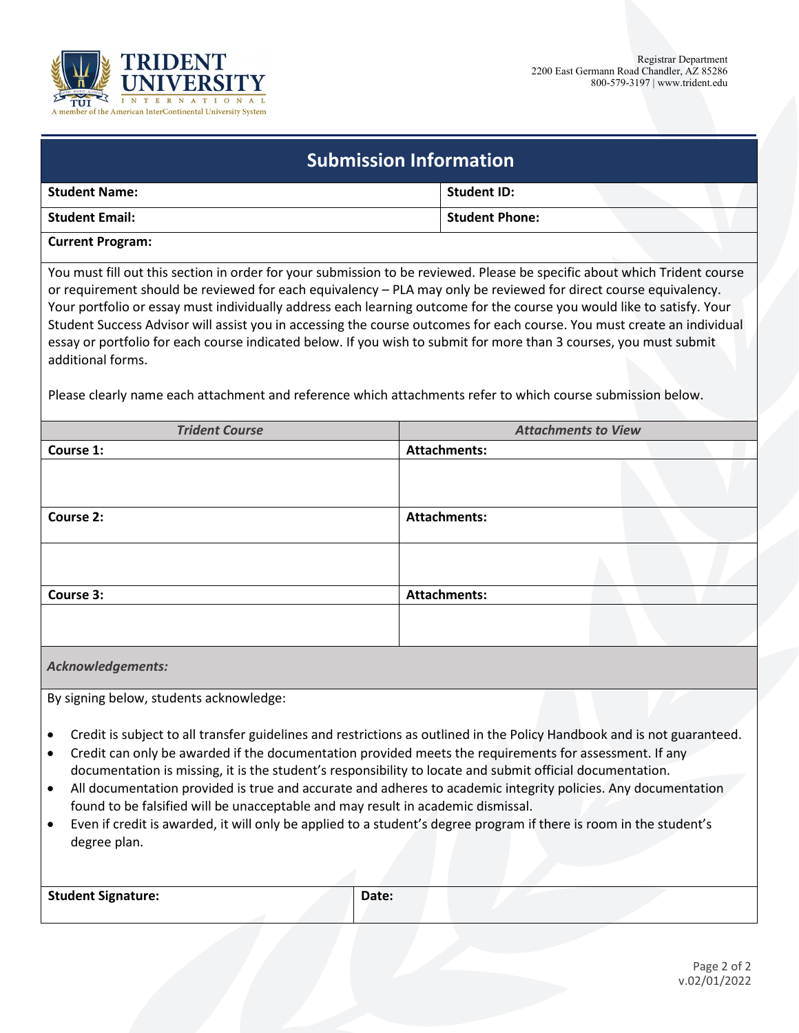TRIDENT UNIVERSITY INTERNATIONAL

A member of the American InterContinental University System

Registrar Department
2200 East Germann Road Chandler, AZ 85286
800-579-3197 | www.trident.edu

## Submission Information

| | |
|---|---|
| **Student Name:** | **Student ID:** |
| **Student Email:** | **Student Phone:** |
| **Current Program:** | |

You must fill out this section in order for your submission to be reviewed. Please be specific about which Trident course or requirement should be reviewed for each equivalency – PLA may only be reviewed for direct course equivalency. Your portfolio or essay must individually address each learning outcome for the course you would like to satisfy. Your Student Success Advisor will assist you in accessing the course outcomes for each course. You must create an individual essay or portfolio for each course indicated below. If you wish to submit for more than 3 courses, you must submit additional forms.

Please clearly name each attachment and reference which attachments refer to which course submission below.

| *Trident Course* | *Attachments to View* |
|---|---|
| **Course 1:** | **Attachments:** |
| | |
| **Course 2:** | **Attachments:** |
| | |
| **Course 3:** | **Attachments:** |
| | |

*Acknowledgements:*

By signing below, students acknowledge:

- Credit is subject to all transfer guidelines and restrictions as outlined in the Policy Handbook and is not guaranteed.
- Credit can only be awarded if the documentation provided meets the requirements for assessment. If any documentation is missing, it is the student's responsibility to locate and submit official documentation.
- All documentation provided is true and accurate and adheres to academic integrity policies. Any documentation found to be falsified will be unacceptable and may result in academic dismissal.
- Even if credit is awarded, it will only be applied to a student's degree program if there is room in the student's degree plan.

| | |
|---|---|
| **Student Signature:** | **Date:** |

v.02/01/2022